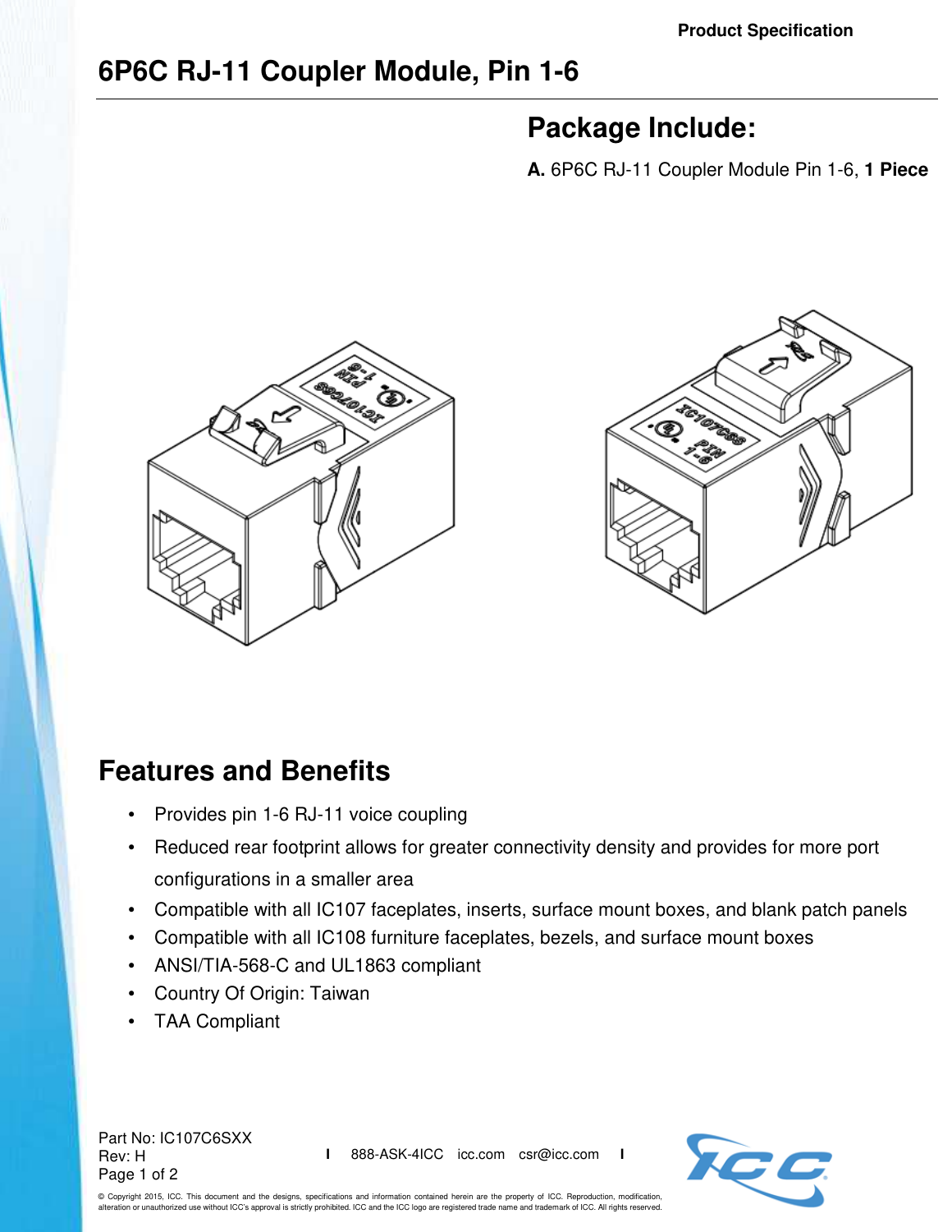Product Specification

# 6P6C RJ-11 Coupler Module, Pin 1-6

## Package Include:

**A.** 6P6C RJ-11 Coupler Module Pin 1-6, **1 Piece**

## Features and Benefits

- Provides pin 1-6 RJ-11 voice coupling
- Reduced rear footprint allows for greater connectivity density and provides for more port configurations in a smaller area
- Compatible with all IC107 faceplates, inserts, surface mount boxes, and blank patch panels
- Compatible with all IC108 furniture faceplates, bezels, and surface mount boxes
- ANSI/TIA-568-C and UL1863 compliant
- Country Of Origin: Taiwan
- TAA Compliant

Part No: IC107C6SXX
Rev: H

888-ASK-4ICC icc.com csr@icc.com

© Copyright 2015, ICC. This document and the designs, specifications and information contained herein are the property of ICC. Reproduction, modification, alteration or unauthorized use without ICC's approval is strictly prohibited. ICC and the ICC logo are registered trade name and trademark of ICC. All rights reserved.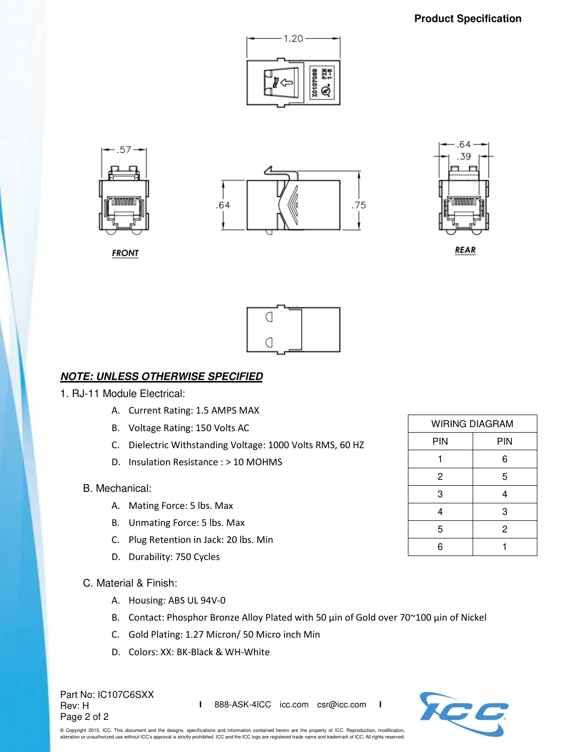**Product Specification**

1.20

.57

.64

.75

.64

.39

FRONT

REAR

***NOTE: UNLESS OTHERWISE SPECIFIED***

1. RJ-11 Module Electrical:

   A. Current Rating: 1.5 AMPS MAX
   B. Voltage Rating: 150 Volts AC
   C. Dielectric Withstanding Voltage: 1000 Volts RMS, 60 HZ
   D. Insulation Resistance : > 10 MOHMS

B. Mechanical:

   A. Mating Force: 5 lbs. Max
   B. Unmating Force: 5 lbs. Max
   C. Plug Retention in Jack: 20 lbs. Min
   D. Durability: 750 Cycles

C. Material & Finish:

   A. Housing: ABS UL 94V-0
   B. Contact: Phosphor Bronze Alloy Plated with 50 µin of Gold over 70~100 µin of Nickel
   C. Gold Plating: 1.27 Micron/ 50 Micro inch Min
   D. Colors: XX: BK-Black & WH-White

| WIRING DIAGRAM | |
|---|---|
| PIN | PIN |
| 1 | 6 |
| 2 | 5 |
| 3 | 4 |
| 4 | 3 |
| 5 | 2 |
| 6 | 1 |

Part No: IC107C6SXX
Rev: H

888-ASK-4ICC icc.com csr@icc.com

© Copyright 2015, ICC. This document and the designs, specifications and information contained herein are the property of ICC. Reproduction, modification, alteration or unauthorized use without ICC's approval is strictly prohibited. ICC and the ICC logo are registered trade name and trademark of ICC. All rights reserved.